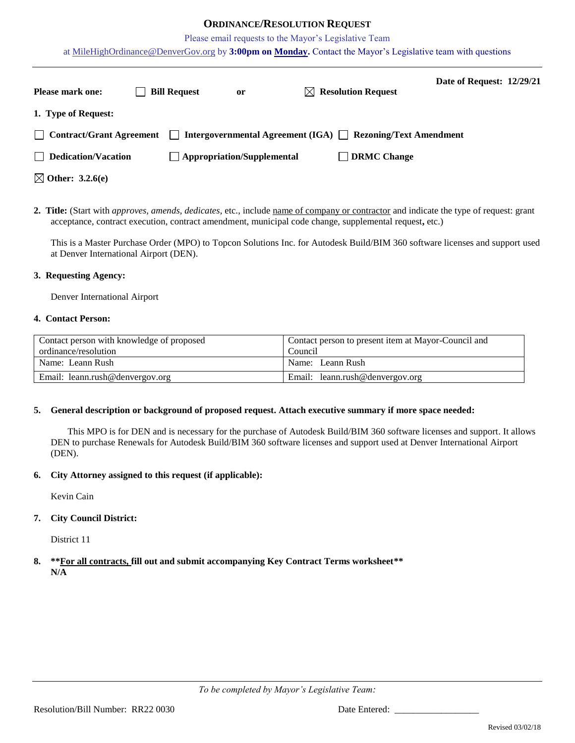# ORDINANCE/RESOLUTION REQUEST

Please email requests to the Mayor's Legislative Team

at MileHighOrdinance@DenverGov.org by **3:00pm on Monday.** Contact the Mayor's Legislative team with questions

---

**Date of Request: 12/29/21**

**Please mark one:** ☐ **Bill Request** **or** ☒ **Resolution Request**

**1. Type of Request:**

☐ **Contract/Grant Agreement** ☐ **Intergovernmental Agreement (IGA)** ☐ **Rezoning/Text Amendment**

☐ **Dedication/Vacation** ☐ **Appropriation/Supplemental** ☐ **DRMC Change**

☒ **Other: 3.2.6(e)**

**2. Title:** (Start with *approves, amends, dedicates*, etc., include name of company or contractor and indicate the type of request: grant acceptance, contract execution, contract amendment, municipal code change, supplemental request**,** etc.)

This is a Master Purchase Order (MPO) to Topcon Solutions Inc. for Autodesk Build/BIM 360 software licenses and support used at Denver International Airport (DEN).

**3. Requesting Agency:**

Denver International Airport

**4. Contact Person:**

| Contact person with knowledge of proposed ordinance/resolution | Contact person to present item at Mayor-Council and Council |
|---|---|
| Name: Leann Rush | Name: Leann Rush |
| Email: leann.rush@denvergov.org | Email: leann.rush@denvergov.org |

**5. General description or background of proposed request. Attach executive summary if more space needed:**

This MPO is for DEN and is necessary for the purchase of Autodesk Build/BIM 360 software licenses and support. It allows DEN to purchase Renewals for Autodesk Build/BIM 360 software licenses and support used at Denver International Airport (DEN).

**6. City Attorney assigned to this request (if applicable):**

Kevin Cain

**7. City Council District:**

District 11

**8. \*\*For all contracts, fill out and submit accompanying Key Contract Terms worksheet\*\***
**N/A**

---

*To be completed by Mayor's Legislative Team:*

Resolution/Bill Number: RR22 0030 Date Entered: ______________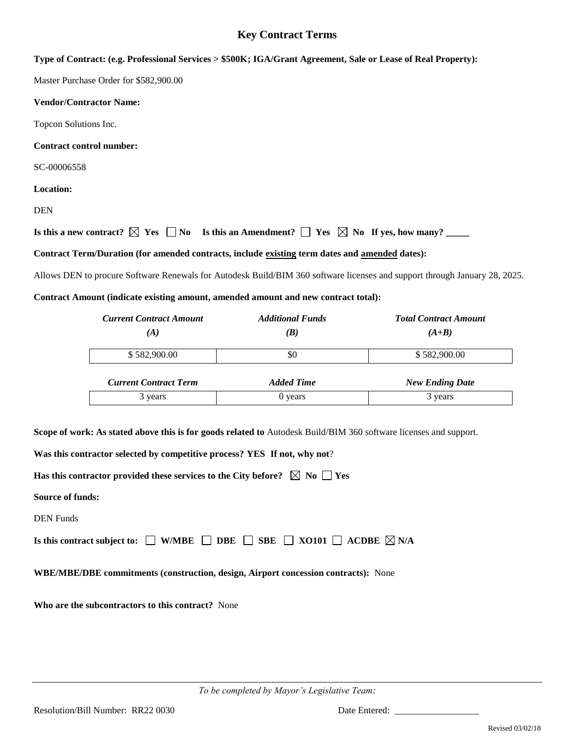# Key Contract Terms

**Type of Contract: (e.g. Professional Services > $500K; IGA/Grant Agreement, Sale or Lease of Real Property):**

Master Purchase Order for $582,900.00

**Vendor/Contractor Name:**

Topcon Solutions Inc.

**Contract control number:**

SC-00006558

**Location:**

DEN

**Is this a new contract?** ☒ **Yes** ☐ **No** **Is this an Amendment?** ☐ **Yes** ☒ **No** **If yes, how many? _____**

**Contract Term/Duration (for amended contracts, include existing term dates and amended dates):**

Allows DEN to procure Software Renewals for Autodesk Build/BIM 360 software licenses and support through January 28, 2025.

**Contract Amount (indicate existing amount, amended amount and new contract total):**

| ***Current Contract Amount (A)*** | ***Additional Funds (B)*** | ***Total Contract Amount (A+B)*** |
|---|---|---|
| $ 582,900.00 | $0 | $ 582,900.00 |

| ***Current Contract Term*** | ***Added Time*** | ***New Ending Date*** |
|---|---|---|
| 3 years | 0 years | 3 years |

**Scope of work: As stated above this is for goods related to** Autodesk Build/BIM 360 software licenses and support.

**Was this contractor selected by competitive process? YES If not, why not**?

**Has this contractor provided these services to the City before?** ☒ **No** ☐ **Yes**

**Source of funds:**

DEN Funds

**Is this contract subject to:** ☐ **W/MBE** ☐ **DBE** ☐ **SBE** ☐ **XO101** ☐ **ACDBE** ☒ **N/A**

**WBE/MBE/DBE commitments (construction, design, Airport concession contracts):** None

**Who are the subcontractors to this contract?** None

*To be completed by Mayor's Legislative Team:*

Resolution/Bill Number: RR22 0030 Date Entered: __________________

Revised 03/02/18